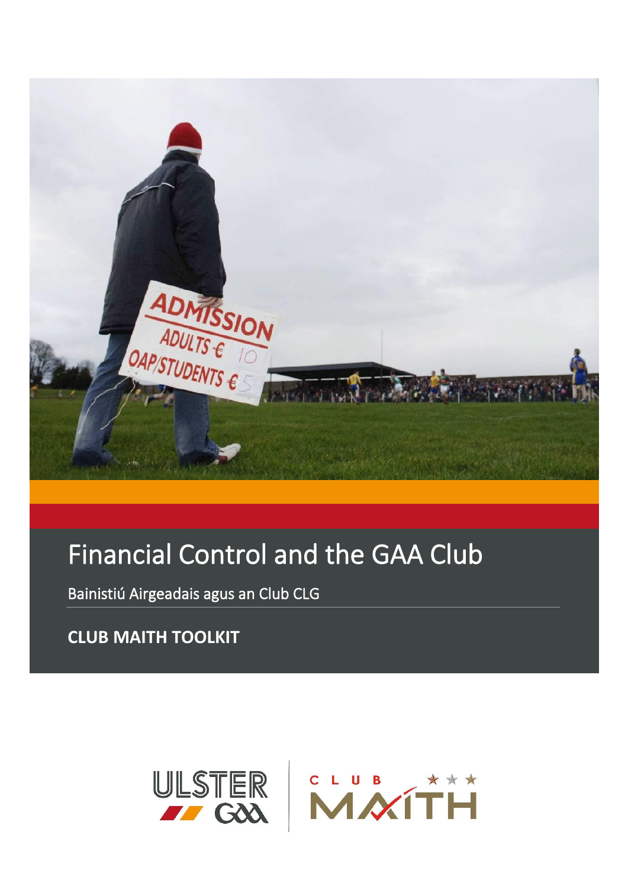# Financial Control and the GAA Club

Bainistiú Airgeadais agus an Club CLG

**CLUB MAITH TOOLKIT**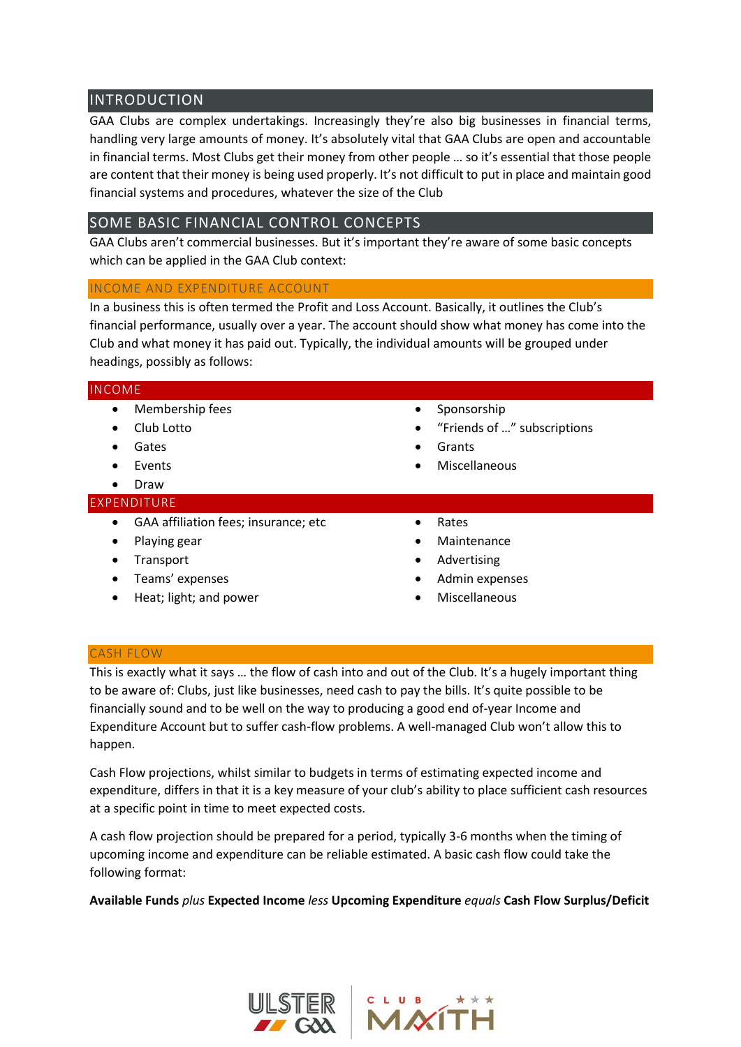## INTRODUCTION

GAA Clubs are complex undertakings. Increasingly they're also big businesses in financial terms, handling very large amounts of money. It's absolutely vital that GAA Clubs are open and accountable in financial terms. Most Clubs get their money from other people … so it's essential that those people are content that their money is being used properly. It's not difficult to put in place and maintain good financial systems and procedures, whatever the size of the Club

## SOME BASIC FINANCIAL CONTROL CONCEPTS

GAA Clubs aren't commercial businesses. But it's important they're aware of some basic concepts which can be applied in the GAA Club context:

### INCOME AND EXPENDITURE ACCOUNT

In a business this is often termed the Profit and Loss Account. Basically, it outlines the Club's financial performance, usually over a year. The account should show what money has come into the Club and what money it has paid out. Typically, the individual amounts will be grouped under headings, possibly as follows:

#### INCOME

- Membership fees
- Club Lotto
- Gates
- Events
- Draw
- Sponsorship
- "Friends of …" subscriptions
- Grants
- Miscellaneous

#### EXPENDITURE

- GAA affiliation fees; insurance; etc
- Playing gear
- Transport
- Teams' expenses
- Heat; light; and power
- Rates
- Maintenance
- Advertising
- Admin expenses
- Miscellaneous

### CASH FLOW

This is exactly what it says … the flow of cash into and out of the Club. It's a hugely important thing to be aware of: Clubs, just like businesses, need cash to pay the bills. It's quite possible to be financially sound and to be well on the way to producing a good end of-year Income and Expenditure Account but to suffer cash-flow problems. A well-managed Club won't allow this to happen.

Cash Flow projections, whilst similar to budgets in terms of estimating expected income and expenditure, differs in that it is a key measure of your club's ability to place sufficient cash resources at a specific point in time to meet expected costs.

A cash flow projection should be prepared for a period, typically 3-6 months when the timing of upcoming income and expenditure can be reliable estimated. A basic cash flow could take the following format:

**Available Funds** *plus* **Expected Income** *less* **Upcoming Expenditure** *equals* **Cash Flow Surplus/Deficit**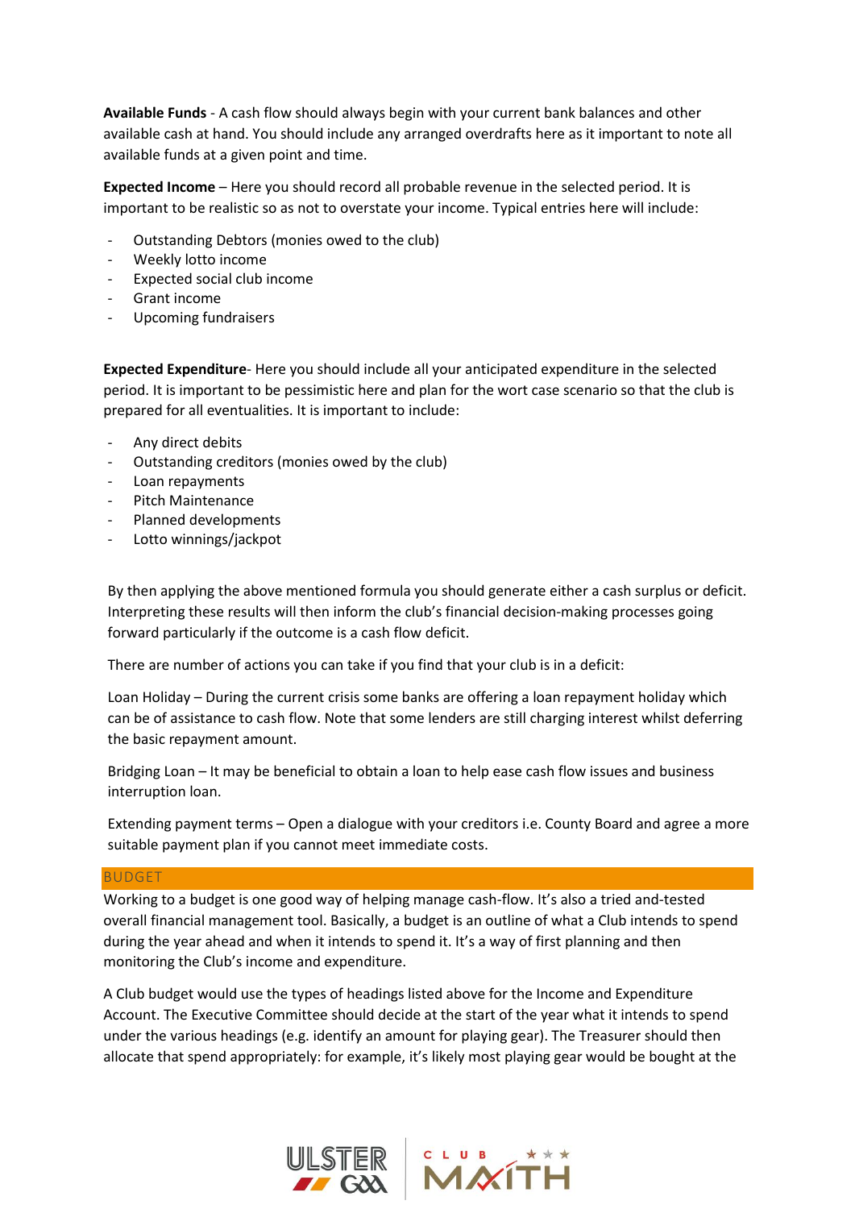**Available Funds** - A cash flow should always begin with your current bank balances and other available cash at hand. You should include any arranged overdrafts here as it important to note all available funds at a given point and time.

**Expected Income** – Here you should record all probable revenue in the selected period. It is important to be realistic so as not to overstate your income. Typical entries here will include:

- Outstanding Debtors (monies owed to the club)
- Weekly lotto income
- Expected social club income
- Grant income
- Upcoming fundraisers

**Expected Expenditure**- Here you should include all your anticipated expenditure in the selected period. It is important to be pessimistic here and plan for the wort case scenario so that the club is prepared for all eventualities. It is important to include:

- Any direct debits
- Outstanding creditors (monies owed by the club)
- Loan repayments
- Pitch Maintenance
- Planned developments
- Lotto winnings/jackpot

By then applying the above mentioned formula you should generate either a cash surplus or deficit. Interpreting these results will then inform the club's financial decision-making processes going forward particularly if the outcome is a cash flow deficit.

There are number of actions you can take if you find that your club is in a deficit:

Loan Holiday – During the current crisis some banks are offering a loan repayment holiday which can be of assistance to cash flow. Note that some lenders are still charging interest whilst deferring the basic repayment amount.

Bridging Loan – It may be beneficial to obtain a loan to help ease cash flow issues and business interruption loan.

Extending payment terms – Open a dialogue with your creditors i.e. County Board and agree a more suitable payment plan if you cannot meet immediate costs.

## BUDGET

Working to a budget is one good way of helping manage cash-flow. It's also a tried and-tested overall financial management tool. Basically, a budget is an outline of what a Club intends to spend during the year ahead and when it intends to spend it. It's a way of first planning and then monitoring the Club's income and expenditure.

A Club budget would use the types of headings listed above for the Income and Expenditure Account. The Executive Committee should decide at the start of the year what it intends to spend under the various headings (e.g. identify an amount for playing gear). The Treasurer should then allocate that spend appropriately: for example, it's likely most playing gear would be bought at the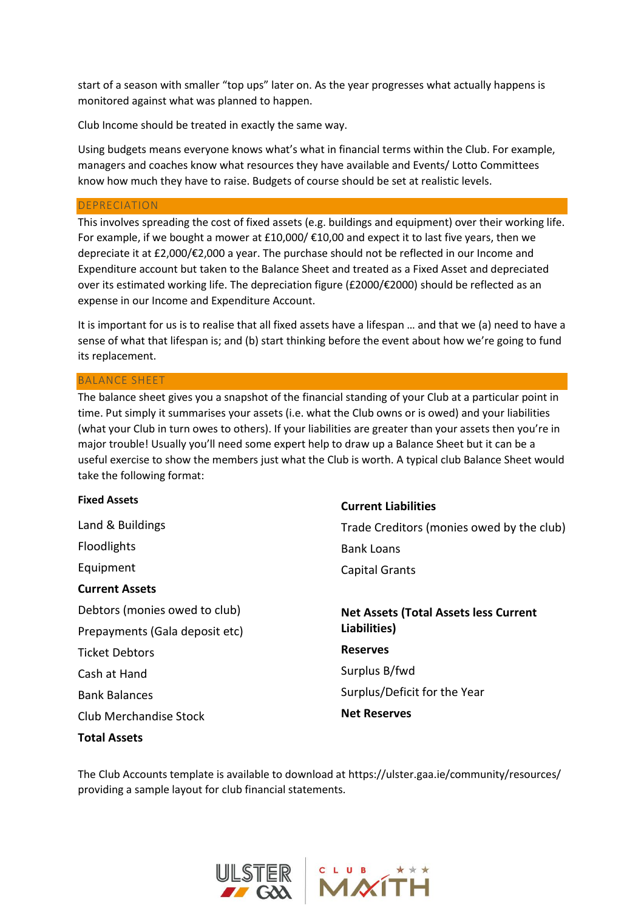start of a season with smaller "top ups" later on. As the year progresses what actually happens is monitored against what was planned to happen.

Club Income should be treated in exactly the same way.

Using budgets means everyone knows what's what in financial terms within the Club. For example, managers and coaches know what resources they have available and Events/ Lotto Committees know how much they have to raise. Budgets of course should be set at realistic levels.

## DEPRECIATION

This involves spreading the cost of fixed assets (e.g. buildings and equipment) over their working life. For example, if we bought a mower at £10,000/ €10,00 and expect it to last five years, then we depreciate it at £2,000/€2,000 a year. The purchase should not be reflected in our Income and Expenditure account but taken to the Balance Sheet and treated as a Fixed Asset and depreciated over its estimated working life. The depreciation figure (£2000/€2000) should be reflected as an expense in our Income and Expenditure Account.

It is important for us is to realise that all fixed assets have a lifespan … and that we (a) need to have a sense of what that lifespan is; and (b) start thinking before the event about how we're going to fund its replacement.

## BALANCE SHEET

The balance sheet gives you a snapshot of the financial standing of your Club at a particular point in time. Put simply it summarises your assets (i.e. what the Club owns or is owed) and your liabilities (what your Club in turn owes to others). If your liabilities are greater than your assets then you're in major trouble! Usually you'll need some expert help to draw up a Balance Sheet but it can be a useful exercise to show the members just what the Club is worth. A typical club Balance Sheet would take the following format:

**Fixed Assets**

Land & Buildings

Floodlights

Equipment

**Current Assets**

Debtors (monies owed to club)

Prepayments (Gala deposit etc)

Ticket Debtors

Cash at Hand

Bank Balances

Club Merchandise Stock

**Total Assets**

**Current Liabilities**

Trade Creditors (monies owed by the club)

Bank Loans

Capital Grants

**Net Assets (Total Assets less Current Liabilities)**

**Reserves**

Surplus B/fwd

Surplus/Deficit for the Year

**Net Reserves**

The Club Accounts template is available to download at https://ulster.gaa.ie/community/resources/ providing a sample layout for club financial statements.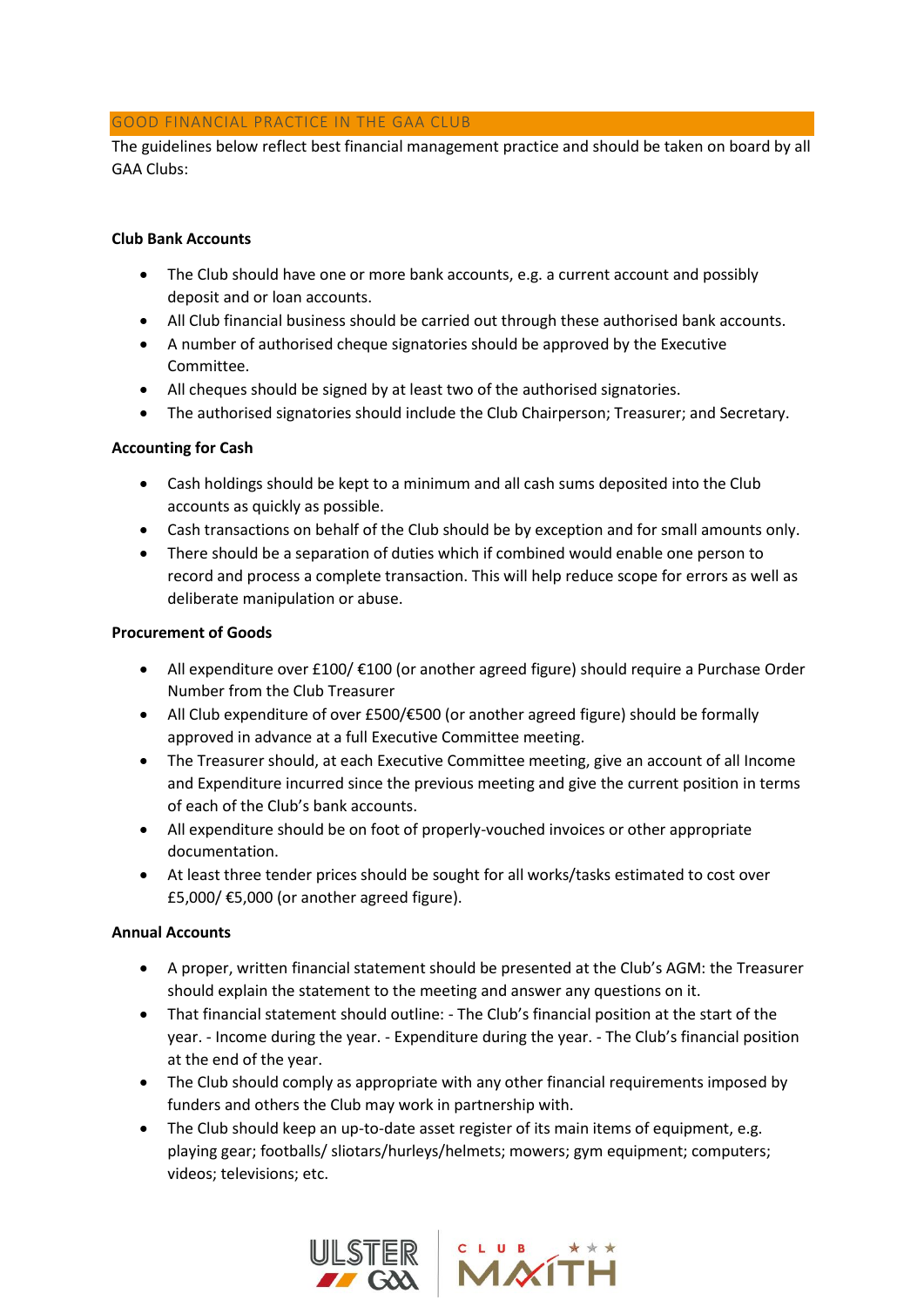## GOOD FINANCIAL PRACTICE IN THE GAA CLUB

The guidelines below reflect best financial management practice and should be taken on board by all GAA Clubs:

**Club Bank Accounts**

- The Club should have one or more bank accounts, e.g. a current account and possibly deposit and or loan accounts.
- All Club financial business should be carried out through these authorised bank accounts.
- A number of authorised cheque signatories should be approved by the Executive Committee.
- All cheques should be signed by at least two of the authorised signatories.
- The authorised signatories should include the Club Chairperson; Treasurer; and Secretary.

**Accounting for Cash**

- Cash holdings should be kept to a minimum and all cash sums deposited into the Club accounts as quickly as possible.
- Cash transactions on behalf of the Club should be by exception and for small amounts only.
- There should be a separation of duties which if combined would enable one person to record and process a complete transaction. This will help reduce scope for errors as well as deliberate manipulation or abuse.

**Procurement of Goods**

- All expenditure over £100/ €100 (or another agreed figure) should require a Purchase Order Number from the Club Treasurer
- All Club expenditure of over £500/€500 (or another agreed figure) should be formally approved in advance at a full Executive Committee meeting.
- The Treasurer should, at each Executive Committee meeting, give an account of all Income and Expenditure incurred since the previous meeting and give the current position in terms of each of the Club's bank accounts.
- All expenditure should be on foot of properly-vouched invoices or other appropriate documentation.
- At least three tender prices should be sought for all works/tasks estimated to cost over £5,000/ €5,000 (or another agreed figure).

**Annual Accounts**

- A proper, written financial statement should be presented at the Club's AGM: the Treasurer should explain the statement to the meeting and answer any questions on it.
- That financial statement should outline: - The Club's financial position at the start of the year. - Income during the year. - Expenditure during the year. - The Club's financial position at the end of the year.
- The Club should comply as appropriate with any other financial requirements imposed by funders and others the Club may work in partnership with.
- The Club should keep an up-to-date asset register of its main items of equipment, e.g. playing gear; footballs/ sliotars/hurleys/helmets; mowers; gym equipment; computers; videos; televisions; etc.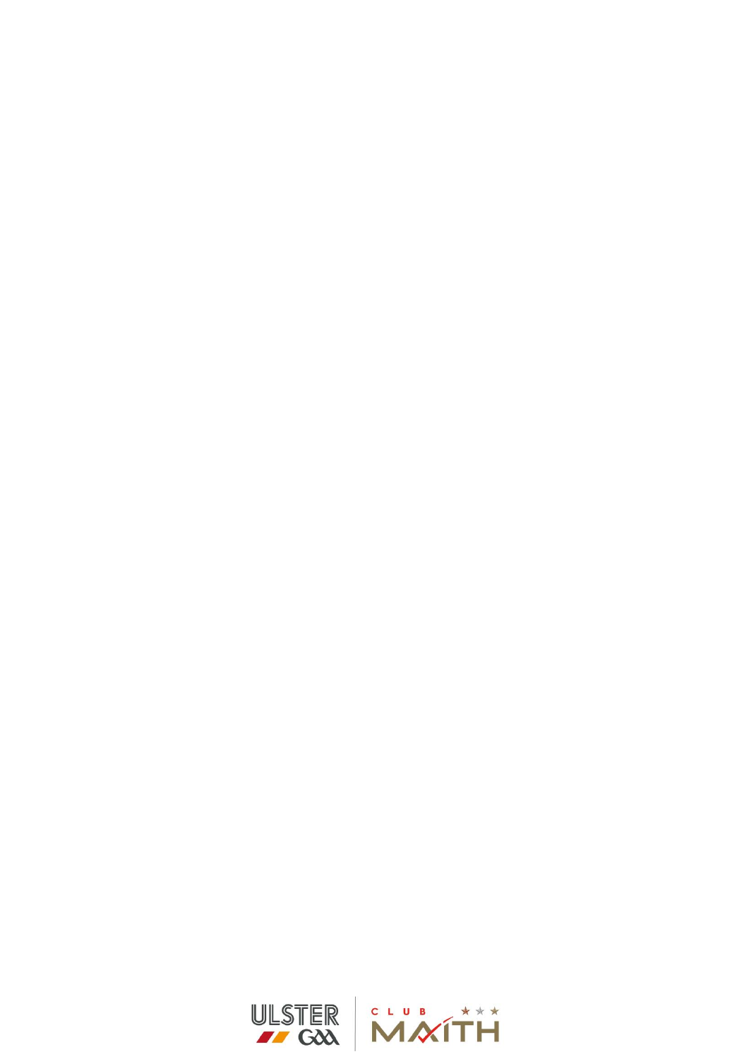ULSTER GAA

CLUB MAITH